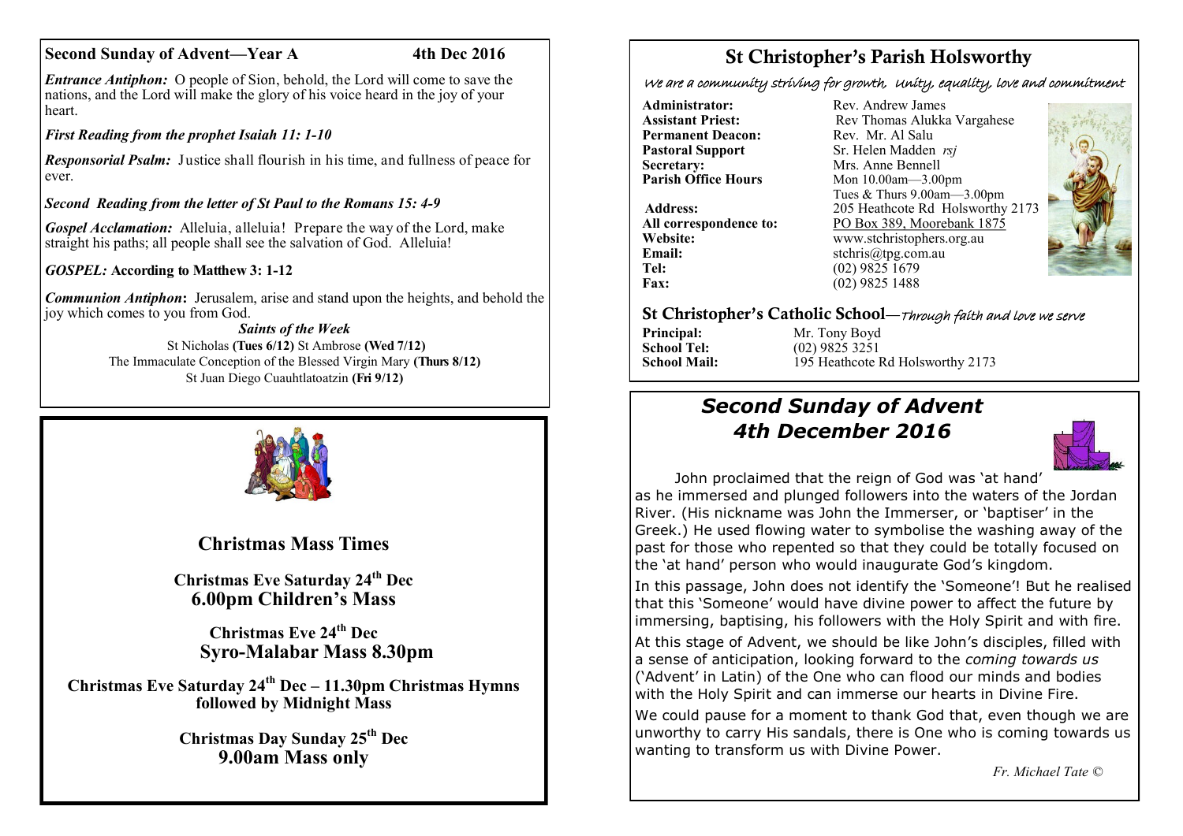## Second Sunday of Advent—Year A 4th Dec 2016

***Entrance Antiphon:*** O people of Sion, behold, the Lord will come to save the nations, and the Lord will make the glory of his voice heard in the joy of your heart.

***First Reading from the prophet Isaiah 11: 1-10***

***Responsorial Psalm:*** Justice shall flourish in his time, and fullness of peace for ever.

***Second Reading from the letter of St Paul to the Romans 15: 4-9***

***Gospel Acclamation:*** Alleluia, alleluia! Prepare the way of the Lord, make straight his paths; all people shall see the salvation of God. Alleluia!

***GOSPEL:*** **According to Matthew 3: 1-12**

***Communion Antiphon*:** Jerusalem, arise and stand upon the heights, and behold the joy which comes to you from God.

***Saints of the Week***

St Nicholas **(Tues 6/12)** St Ambrose **(Wed 7/12)**
The Immaculate Conception of the Blessed Virgin Mary **(Thurs 8/12)**
St Juan Diego Cuauhtlatoatzin **(Fri 9/12)**

## Christmas Mass Times

**Christmas Eve Saturday 24th Dec**
**6.00pm Children's Mass**

**Christmas Eve 24th Dec**
**Syro-Malabar Mass 8.30pm**

**Christmas Eve Saturday 24th Dec – 11.30pm Christmas Hymns followed by Midnight Mass**

**Christmas Day Sunday 25th Dec**
**9.00am Mass only**

# St Christopher's Parish Holsworthy

*We are a community striving for growth, Unity, equality, love and commitment*

**Administrator:** Rev. Andrew James
**Assistant Priest:** Rev Thomas Alukka Vargahese
**Permanent Deacon:** Rev. Mr. Al Salu
**Pastoral Support** Sr. Helen Madden *rsj*
**Secretary:** Mrs. Anne Bennell
**Parish Office Hours** Mon 10.00am—3.00pm
Tues & Thurs 9.00am—3.00pm
**Address:** 205 Heathcote Rd Holsworthy 2173
**All correspondence to:** PO Box 389, Moorebank 1875
**Website:** www.stchristophers.org.au
**Email:** stchris@tpg.com.au
**Tel:** (02) 9825 1679
**Fax:** (02) 9825 1488

## St Christopher's Catholic School—*Through faith and love we serve*

**Principal:** Mr. Tony Boyd
**School Tel:** (02) 9825 3251
**School Mail:** 195 Heathcote Rd Holsworthy 2173

## *Second Sunday of Advent*
## *4th December 2016*

John proclaimed that the reign of God was 'at hand' as he immersed and plunged followers into the waters of the Jordan River. (His nickname was John the Immerser, or 'baptiser' in the Greek.) He used flowing water to symbolise the washing away of the past for those who repented so that they could be totally focused on the 'at hand' person who would inaugurate God's kingdom.

In this passage, John does not identify the 'Someone'! But he realised that this 'Someone' would have divine power to affect the future by immersing, baptising, his followers with the Holy Spirit and with fire.

At this stage of Advent, we should be like John's disciples, filled with a sense of anticipation, looking forward to the *coming towards us* ('Advent' in Latin) of the One who can flood our minds and bodies with the Holy Spirit and can immerse our hearts in Divine Fire.

We could pause for a moment to thank God that, even though we are unworthy to carry His sandals, there is One who is coming towards us wanting to transform us with Divine Power.

*Fr. Michael Tate ©*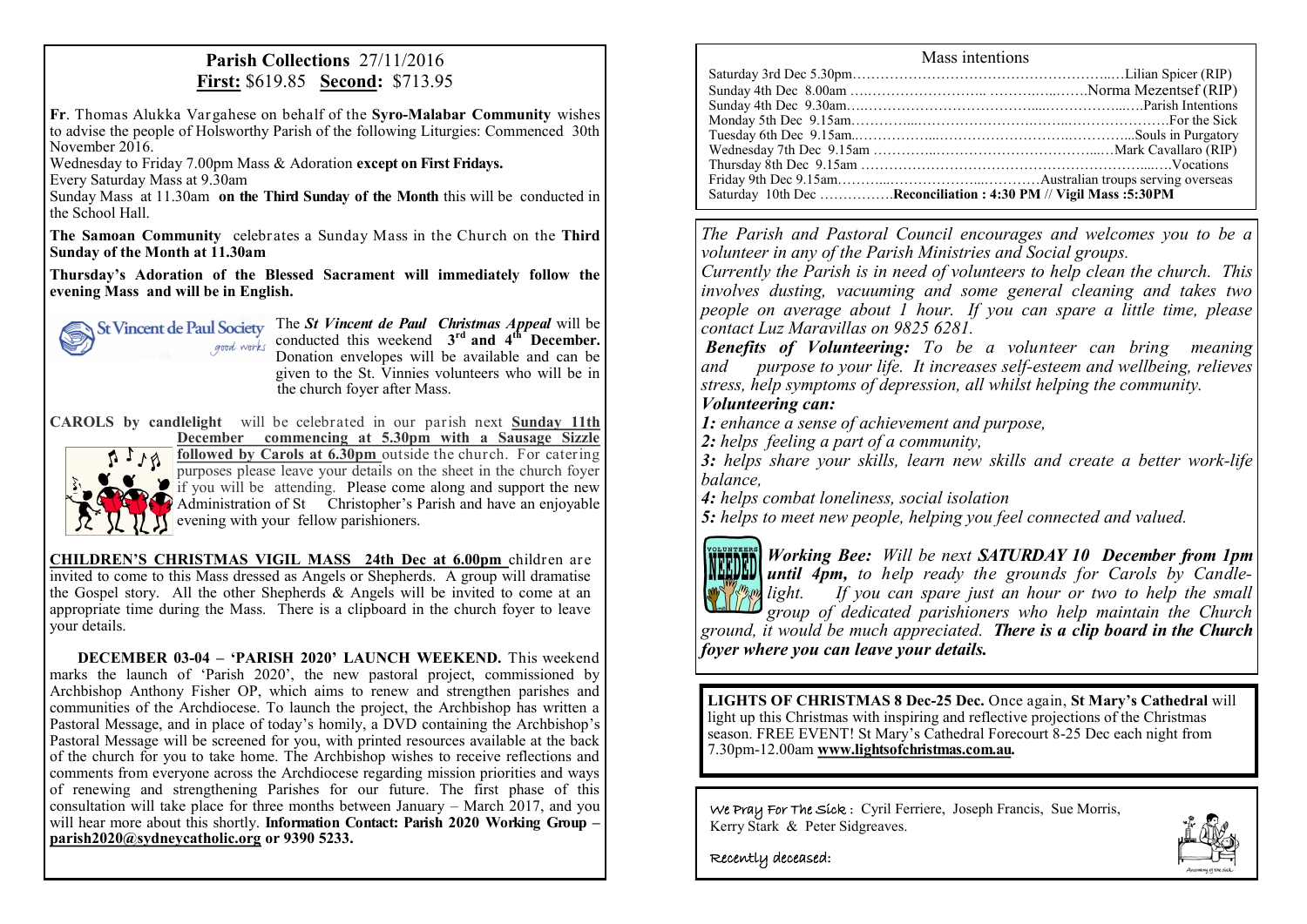## Parish Collections 27/11/2016

**First:** $619.85 **Second:** $713.95

**Fr**. Thomas Alukka Vargahese on behalf of the **Syro-Malabar Community** wishes to advise the people of Holsworthy Parish of the following Liturgies: Commenced 30th November 2016.

Wednesday to Friday 7.00pm Mass & Adoration **except on First Fridays.**

Every Saturday Mass at 9.30am

Sunday Mass at 11.30am **on the Third Sunday of the Month** this will be conducted in the School Hall.

**The Samoan Community** celebrates a Sunday Mass in the Church on the **Third Sunday of the Month at 11.30am**

**Thursday's Adoration of the Blessed Sacrament will immediately follow the evening Mass and will be in English.**

St Vincent de Paul Society — good works

The ***St Vincent de Paul Christmas Appeal*** will be conducted this weekend **3rd and 4th December.** Donation envelopes will be available and can be given to the St. Vinnies volunteers who will be in the church foyer after Mass.

**CAROLS by candlelight** will be celebrated in our parish next **Sunday 11th December commencing at 5.30pm with a Sausage Sizzle followed by Carols at 6.30pm** outside the church. For catering purposes please leave your details on the sheet in the church foyer if you will be attending. Please come along and support the new Administration of St Christopher's Parish and have an enjoyable evening with your fellow parishioners.

**CHILDREN'S CHRISTMAS VIGIL MASS 24th Dec at 6.00pm** children are invited to come to this Mass dressed as Angels or Shepherds. A group will dramatise the Gospel story. All the other Shepherds & Angels will be invited to come at an appropriate time during the Mass. There is a clipboard in the church foyer to leave your details.

**DECEMBER 03-04 – 'PARISH 2020' LAUNCH WEEKEND.** This weekend marks the launch of 'Parish 2020', the new pastoral project, commissioned by Archbishop Anthony Fisher OP, which aims to renew and strengthen parishes and communities of the Archdiocese. To launch the project, the Archbishop has written a Pastoral Message, and in place of today's homily, a DVD containing the Archbishop's Pastoral Message will be screened for you, with printed resources available at the back of the church for you to take home. The Archbishop wishes to receive reflections and comments from everyone across the Archdiocese regarding mission priorities and ways of renewing and strengthening Parishes for our future. The first phase of this consultation will take place for three months between January – March 2017, and you will hear more about this shortly. **Information Contact: Parish 2020 Working Group – parish2020@sydneycatholic.org or 9390 5233.**

## Mass intentions

| | |
|---|---|
| Saturday 3rd Dec 5.30pm | Lilian Spicer (RIP) |
| Sunday 4th Dec 8.00am | Norma Mezentsef (RIP) |
| Sunday 4th Dec 9.30am | Parish Intentions |
| Monday 5th Dec 9.15am | For the Sick |
| Tuesday 6th Dec 9.15am | Souls in Purgatory |
| Wednesday 7th Dec 9.15am | Mark Cavallaro (RIP) |
| Thursday 8th Dec 9.15am | Vocations |
| Friday 9th Dec 9.15am | Australian troups serving overseas |
| Saturday 10th Dec | **Reconciliation : 4:30 PM // Vigil Mass :5:30PM** |

*The Parish and Pastoral Council encourages and welcomes you to be a volunteer in any of the Parish Ministries and Social groups.*

*Currently the Parish is in need of volunteers to help clean the church. This involves dusting, vacuuming and some general cleaning and takes two people on average about 1 hour. If you can spare a little time, please contact Luz Maravillas on 9825 6281.*

***Benefits of Volunteering:*** *To be a volunteer can bring meaning and purpose to your life. It increases self-esteem and wellbeing, relieves stress, help symptoms of depression, all whilst helping the community.*

***Volunteering can:***

***1:*** *enhance a sense of achievement and purpose,*

***2:*** *helps feeling a part of a community,*

***3:*** *helps share your skills, learn new skills and create a better work-life balance,*

***4:*** *helps combat loneliness, social isolation*

***5:*** *helps to meet new people, helping you feel connected and valued.*

***Working Bee:*** *Will be next* ***SATURDAY 10 December from 1pm until 4pm,*** *to help ready the grounds for Carols by Candlelight. If you can spare just an hour or two to help the small group of dedicated parishioners who help maintain the Church ground, it would be much appreciated.* ***There is a clip board in the Church foyer where you can leave your details.***

**LIGHTS OF CHRISTMAS 8 Dec-25 Dec.** Once again, **St Mary's Cathedral** will light up this Christmas with inspiring and reflective projections of the Christmas season. FREE EVENT! St Mary's Cathedral Forecourt 8-25 Dec each night from 7.30pm-12.00am **www.lightsofchristmas.com.au.**

We Pray For The Sick : Cyril Ferriere, Joseph Francis, Sue Morris, Kerry Stark & Peter Sidgreaves.

Recently deceased: